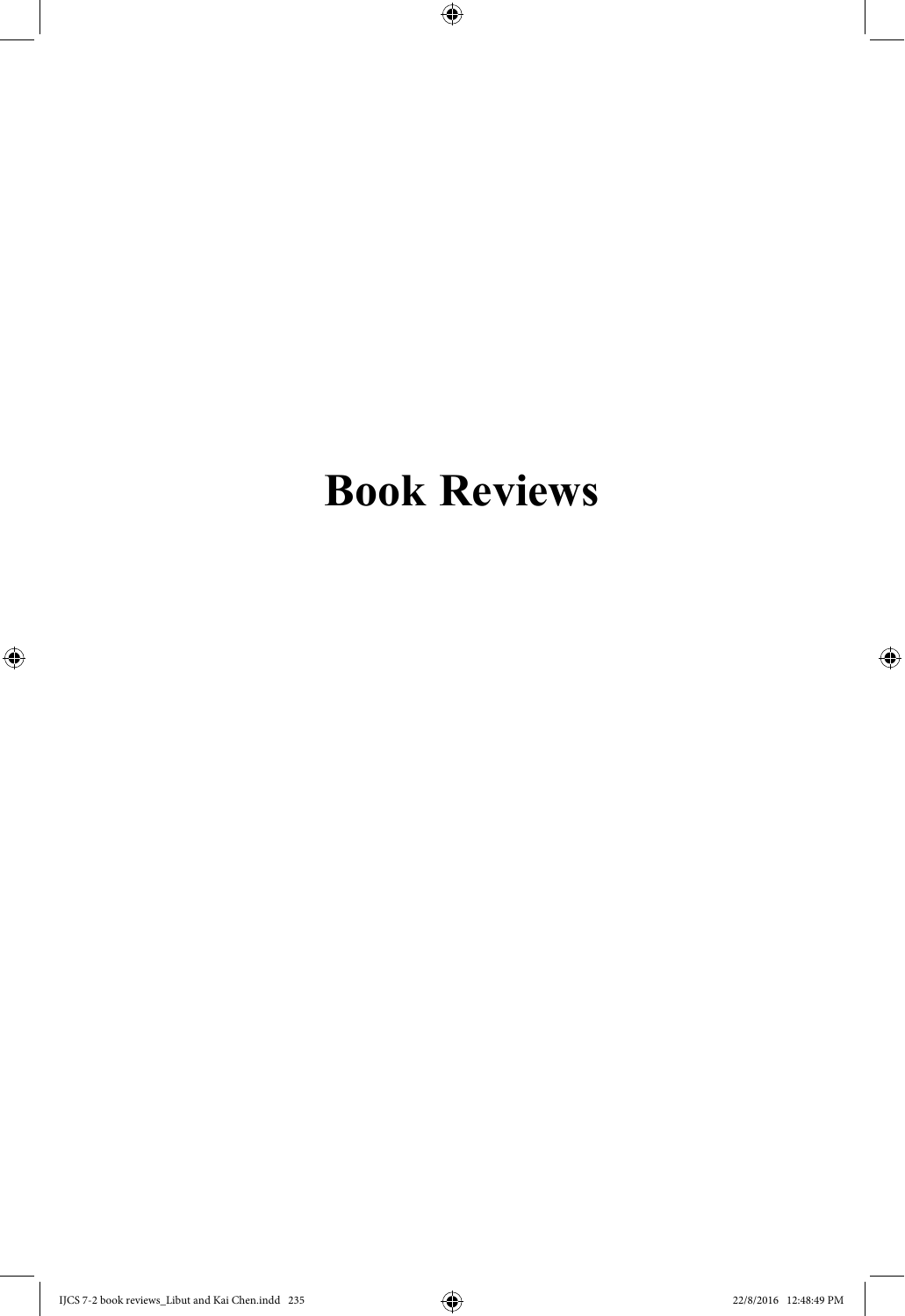# Book Reviews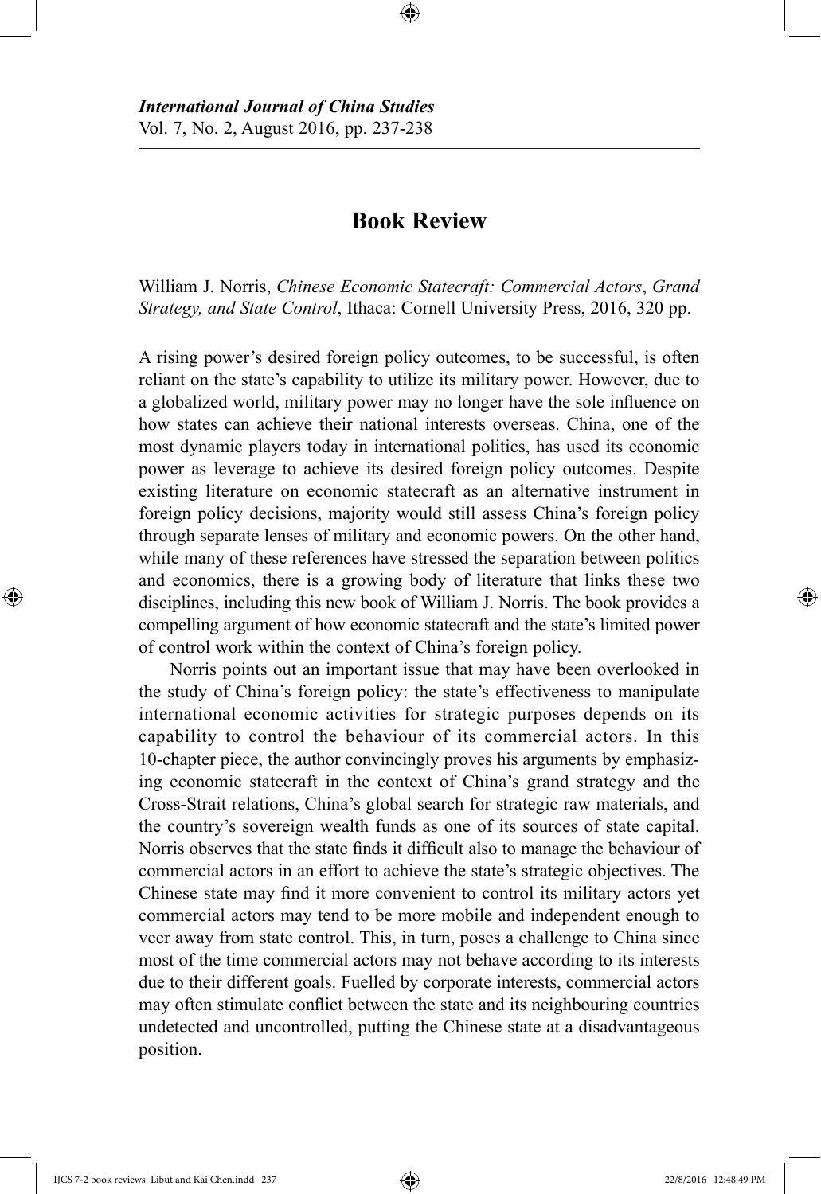# Book Review

William J. Norris, *Chinese Economic Statecraft: Commercial Actors*, *Grand Strategy, and State Control*, Ithaca: Cornell University Press, 2016, 320 pp.

A rising power's desired foreign policy outcomes, to be successful, is often reliant on the state's capability to utilize its military power. However, due to a globalized world, military power may no longer have the sole influence on how states can achieve their national interests overseas. China, one of the most dynamic players today in international politics, has used its economic power as leverage to achieve its desired foreign policy outcomes. Despite existing literature on economic statecraft as an alternative instrument in foreign policy decisions, majority would still assess China's foreign policy through separate lenses of military and economic powers. On the other hand, while many of these references have stressed the separation between politics and economics, there is a growing body of literature that links these two disciplines, including this new book of William J. Norris. The book provides a compelling argument of how economic statecraft and the state's limited power of control work within the context of China's foreign policy.

Norris points out an important issue that may have been overlooked in the study of China's foreign policy: the state's effectiveness to manipulate international economic activities for strategic purposes depends on its capability to control the behaviour of its commercial actors. In this 10-chapter piece, the author convincingly proves his arguments by emphasizing economic statecraft in the context of China's grand strategy and the Cross-Strait relations, China's global search for strategic raw materials, and the country's sovereign wealth funds as one of its sources of state capital. Norris observes that the state finds it difficult also to manage the behaviour of commercial actors in an effort to achieve the state's strategic objectives. The Chinese state may find it more convenient to control its military actors yet commercial actors may tend to be more mobile and independent enough to veer away from state control. This, in turn, poses a challenge to China since most of the time commercial actors may not behave according to its interests due to their different goals. Fuelled by corporate interests, commercial actors may often stimulate conflict between the state and its neighbouring countries undetected and uncontrolled, putting the Chinese state at a disadvantageous position.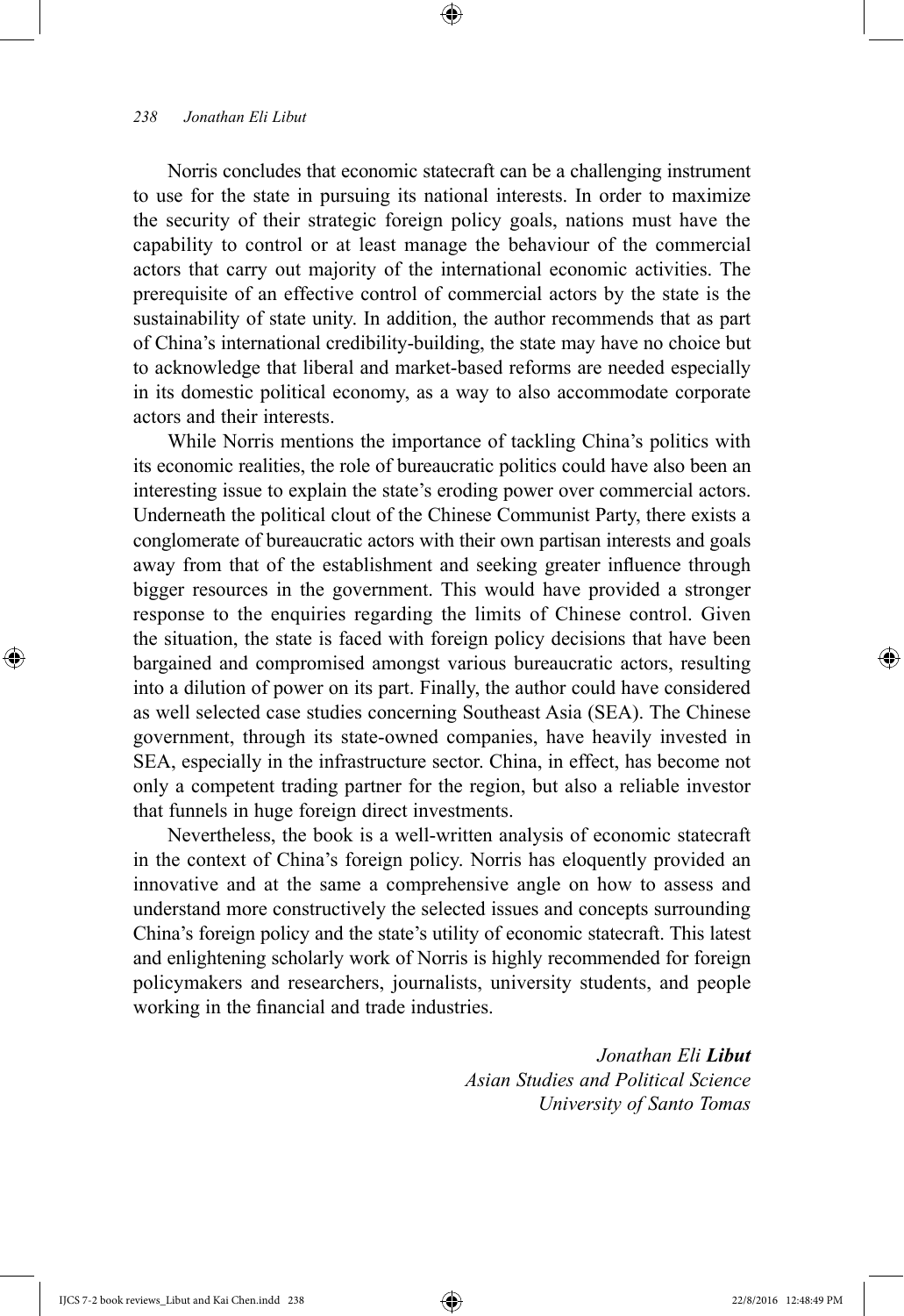Norris concludes that economic statecraft can be a challenging instrument to use for the state in pursuing its national interests. In order to maximize the security of their strategic foreign policy goals, nations must have the capability to control or at least manage the behaviour of the commercial actors that carry out majority of the international economic activities. The prerequisite of an effective control of commercial actors by the state is the sustainability of state unity. In addition, the author recommends that as part of China's international credibility-building, the state may have no choice but to acknowledge that liberal and market-based reforms are needed especially in its domestic political economy, as a way to also accommodate corporate actors and their interests.

While Norris mentions the importance of tackling China's politics with its economic realities, the role of bureaucratic politics could have also been an interesting issue to explain the state's eroding power over commercial actors. Underneath the political clout of the Chinese Communist Party, there exists a conglomerate of bureaucratic actors with their own partisan interests and goals away from that of the establishment and seeking greater influence through bigger resources in the government. This would have provided a stronger response to the enquiries regarding the limits of Chinese control. Given the situation, the state is faced with foreign policy decisions that have been bargained and compromised amongst various bureaucratic actors, resulting into a dilution of power on its part. Finally, the author could have considered as well selected case studies concerning Southeast Asia (SEA). The Chinese government, through its state-owned companies, have heavily invested in SEA, especially in the infrastructure sector. China, in effect, has become not only a competent trading partner for the region, but also a reliable investor that funnels in huge foreign direct investments.

Nevertheless, the book is a well-written analysis of economic statecraft in the context of China's foreign policy. Norris has eloquently provided an innovative and at the same a comprehensive angle on how to assess and understand more constructively the selected issues and concepts surrounding China's foreign policy and the state's utility of economic statecraft. This latest and enlightening scholarly work of Norris is highly recommended for foreign policymakers and researchers, journalists, university students, and people working in the financial and trade industries.

*Jonathan Eli* ***Libut***
*Asian Studies and Political Science*
*University of Santo Tomas*